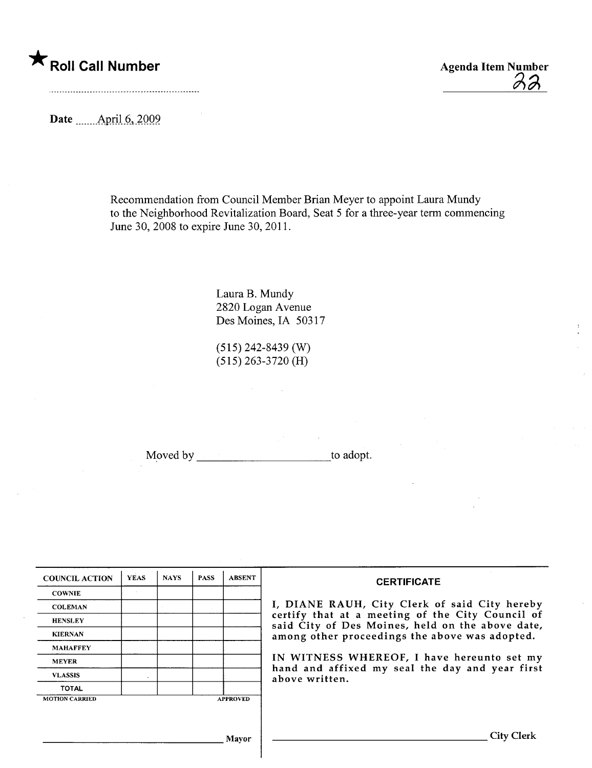★ **Roll Call Number**

Agenda Item Number
22

Date April 6, 2009

Recommendation from Council Member Brian Meyer to appoint Laura Mundy to the Neighborhood Revitalization Board, Seat 5 for a three-year term commencing June 30, 2008 to expire June 30, 2011.

Laura B. Mundy
2820 Logan Avenue
Des Moines, IA 50317

(515) 242-8439 (W)
(515) 263-3720 (H)

Moved by ______________________ to adopt.

| COUNCIL ACTION | YEAS | NAYS | PASS | ABSENT |
|---|---|---|---|---|
| COWNIE | | | | |
| COLEMAN | | | | |
| HENSLEY | | | | |
| KIERNAN | | | | |
| MAHAFFEY | | | | |
| MEYER | | | | |
| VLASSIS | | | | |
| TOTAL | | | | |

MOTION CARRIED APPROVED

______________________ Mayor

**CERTIFICATE**

I, DIANE RAUH, City Clerk of said City hereby certify that at a meeting of the City Council of said City of Des Moines, held on the above date, among other proceedings the above was adopted.

IN WITNESS WHEREOF, I have hereunto set my hand and affixed my seal the day and year first above written.

______________________ City Clerk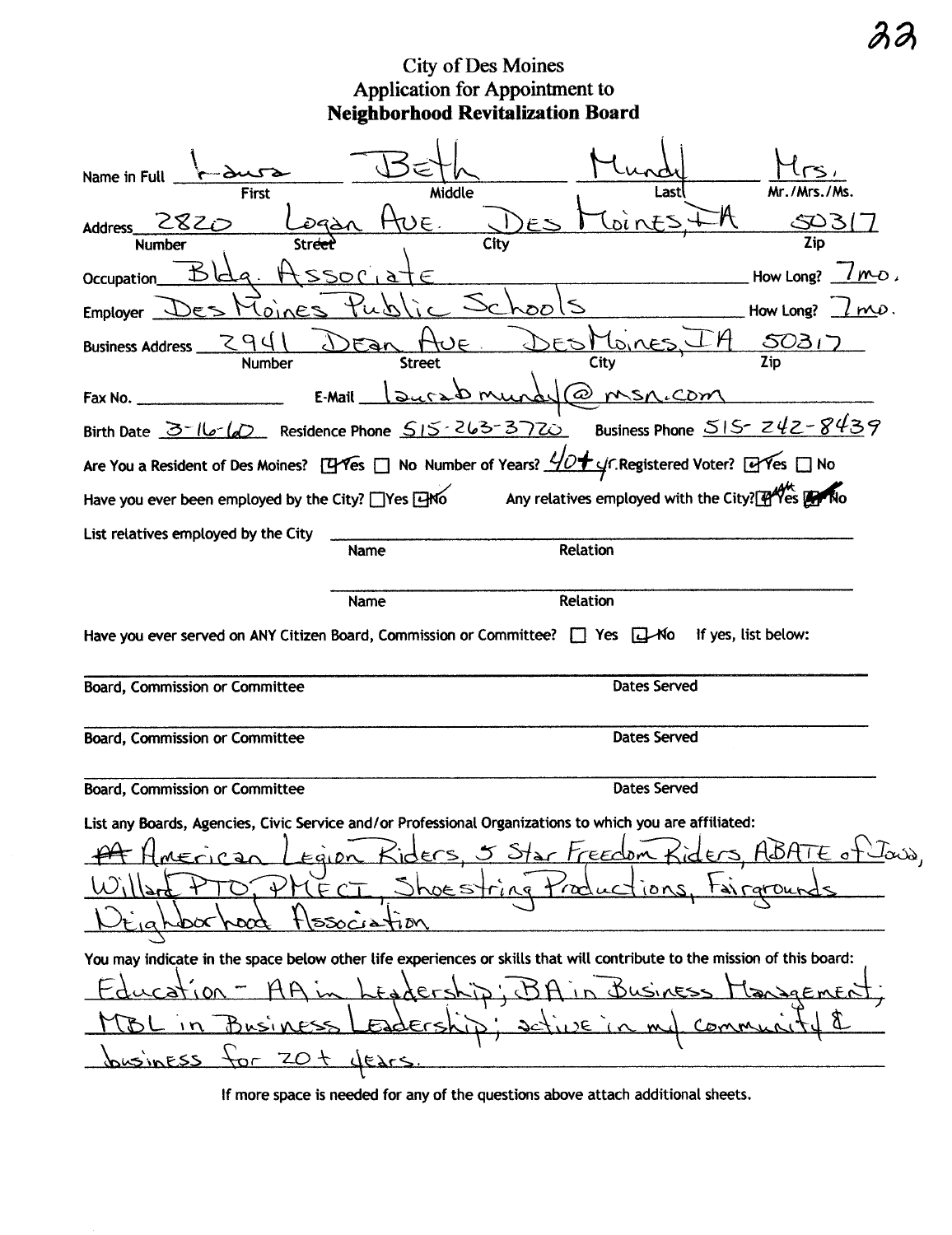# City of Des Moines
## Application for Appointment to
## Neighborhood Revitalization Board

Name in Full: Laura (First) Beth (Middle) Mundy (Last) Mrs. (Mr./Mrs./Ms.)

Address: 2820 (Number) Logan Ave. (Street) Des Moines, IA (City) 50317 (Zip)

Occupation: Bldg. Associate — How Long? 7 mo.

Employer: Des Moines Public Schools — How Long? 7 mo.

Business Address: 2941 (Number) Dean Ave. (Street) Des Moines, IA (City) 50317 (Zip)

Fax No. ______ E-Mail: laurabmundy@msn.com

Birth Date: 3-16-60 Residence Phone: 515-263-3720 Business Phone: 515-242-8439

Are You a Resident of Des Moines? ☑ Yes ☐ No Number of Years? 40+ yr. Registered Voter? ☑ Yes ☐ No

Have you ever been employed by the City? ☐ Yes ☑ No Any relatives employed with the City? ☐ Yes ☐ No

List relatives employed by the City

| Name | Relation |
|---|---|
| | |
| | |

Have you ever served on ANY Citizen Board, Commission or Committee? ☐ Yes ☑ No If yes, list below:

| Board, Commission or Committee | Dates Served |
|---|---|
| | |
| | |
| | |

List any Boards, Agencies, Civic Service and/or Professional Organizations to which you are affiliated:

~~AA~~ American Legion Riders, 5 Star Freedom Riders, ABATE of Iowa, Willard PTO, PMECT, Shoestring Productions, Fairgrounds Neighborhood Association

You may indicate in the space below other life experiences or skills that will contribute to the mission of this board:

Education - AA in Leadership; BA in Business Management; MBL in Business Leadership; active in my community & business for 20+ years.

If more space is needed for any of the questions above attach additional sheets.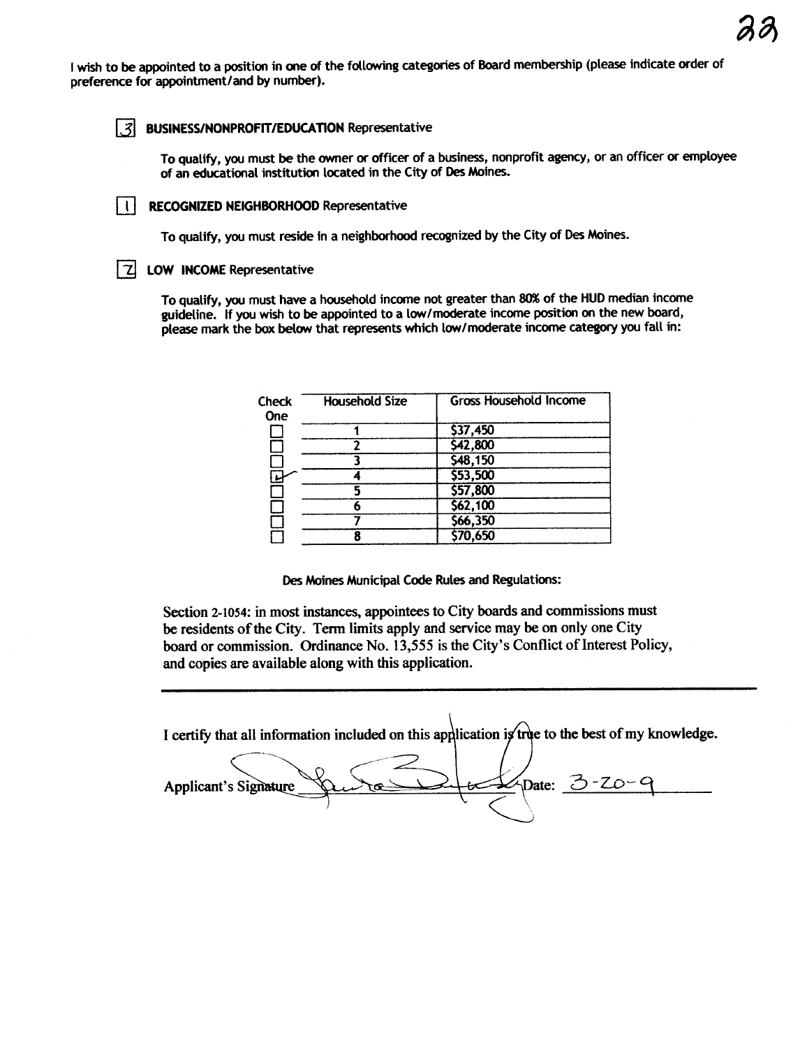I wish to be appointed to a position in one of the following categories of Board membership (please indicate order of preference for appointment/and by number).

[3] **BUSINESS/NONPROFIT/EDUCATION** Representative

To qualify, you must be the owner or officer of a business, nonprofit agency, or an officer or employee of an educational institution located in the City of Des Moines.

[1] **RECOGNIZED NEIGHBORHOOD** Representative

To qualify, you must reside in a neighborhood recognized by the City of Des Moines.

[2] **LOW INCOME** Representative

To qualify, you must have a household income not greater than 80% of the HUD median income guideline. If you wish to be appointed to a low/moderate income position on the new board, please mark the box below that represents which low/moderate income category you fall in:

| Check One | Household Size | Gross Household Income |
|---|---|---|
| ☐ | 1 | $37,450 |
| ☐ | 2 | $42,800 |
| ☐ | 3 | $48,150 |
| ☑ | 4 | $53,500 |
| ☐ | 5 | $57,800 |
| ☐ | 6 | $62,100 |
| ☐ | 7 | $66,350 |
| ☐ | 8 | $70,650 |

Des Moines Municipal Code Rules and Regulations:

Section 2-1054: in most instances, appointees to City boards and commissions must be residents of the City. Term limits apply and service may be on only one City board or commission. Ordinance No. 13,555 is the City's Conflict of Interest Policy, and copies are available along with this application.

---

I certify that all information included on this application is true to the best of my knowledge.

Applicant's Signature [signature] Date: 3-20-9